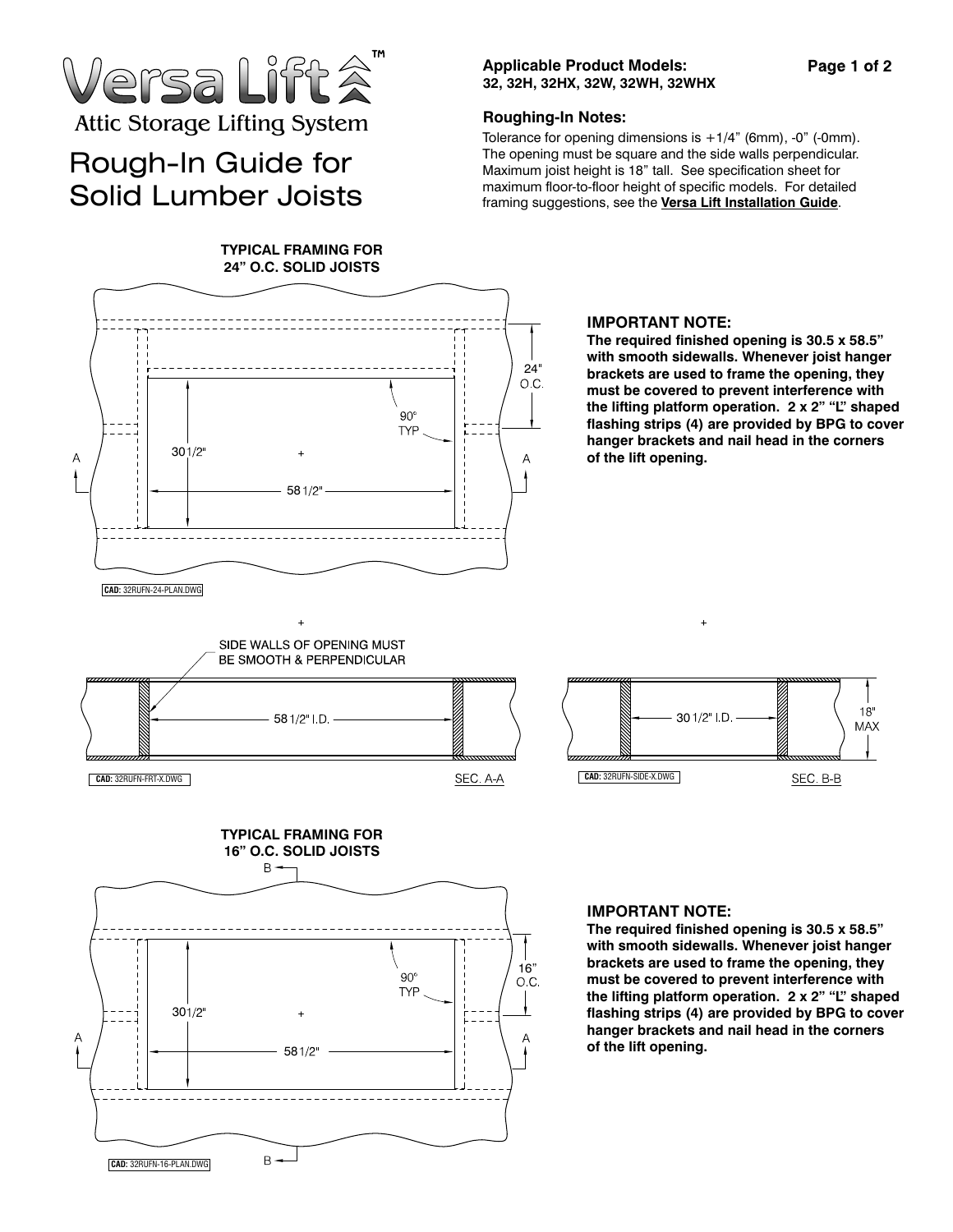# Versa Lift™

Attic Storage Lifting System

# Rough-In Guide for Solid Lumber Joists

**Applicable Product Models:**
**32, 32H, 32HX, 32W, 32WH, 32WHX**

**Roughing-In Notes:**

Tolerance for opening dimensions is +1/4" (6mm), -0" (-0mm). The opening must be square and the side walls perpendicular. Maximum joist height is 18" tall. See specification sheet for maximum floor-to-floor height of specific models. For detailed framing suggestions, see the **Versa Lift Installation Guide**.

**TYPICAL FRAMING FOR 24" O.C. SOLID JOISTS**

24" O.C.

90° TYP

30 1/2"

58 1/2"

A A

**CAD:** 32RUFN-24-PLAN.DWG

**IMPORTANT NOTE:**
**The required finished opening is 30.5 x 58.5" with smooth sidewalls. Whenever joist hanger brackets are used to frame the opening, they must be covered to prevent interference with the lifting platform operation. 2 x 2" "L" shaped flashing strips (4) are provided by BPG to cover hanger brackets and nail head in the corners of the lift opening.**

SIDE WALLS OF OPENING MUST BE SMOOTH & PERPENDICULAR

58 1/2" I.D.

**CAD:** 32RUFN-FRT-X.DWG

SEC. A-A

30 1/2" I.D.

18" MAX

**CAD:** 32RUFN-SIDE-X.DWG

SEC. B-B

**TYPICAL FRAMING FOR 16" O.C. SOLID JOISTS**

B

16" O.C.

90° TYP

30 1/2"

58 1/2"

A A

B

**CAD:** 32RUFN-16-PLAN.DWG

**IMPORTANT NOTE:**
**The required finished opening is 30.5 x 58.5" with smooth sidewalls. Whenever joist hanger brackets are used to frame the opening, they must be covered to prevent interference with the lifting platform operation. 2 x 2" "L" shaped flashing strips (4) are provided by BPG to cover hanger brackets and nail head in the corners of the lift opening.**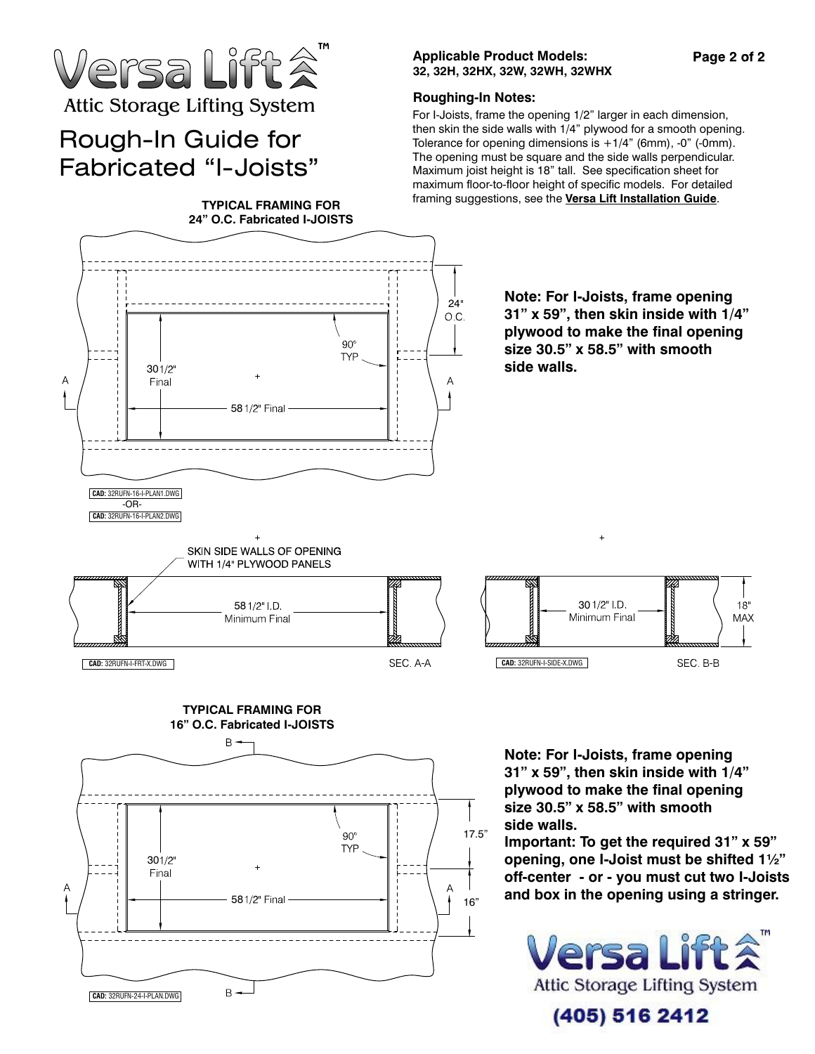# Versa Lift™

Attic Storage Lifting System

# Rough-In Guide for Fabricated "I-Joists"

**Applicable Product Models:**
**32, 32H, 32HX, 32W, 32WH, 32WHX**

**Roughing-In Notes:**

For I-Joists, frame the opening 1/2" larger in each dimension, then skin the side walls with 1/4" plywood for a smooth opening. Tolerance for opening dimensions is +1/4" (6mm), -0" (-0mm). The opening must be square and the side walls perpendicular. Maximum joist height is 18" tall. See specification sheet for maximum floor-to-floor height of specific models. For detailed framing suggestions, see the **Versa Lift Installation Guide**.

**TYPICAL FRAMING FOR 24" O.C. Fabricated I-JOISTS**

24" O.C.

90° TYP

30 1/2" Final

58 1/2" Final

A

A

CAD: 32RUFN-16-I-PLAN1.DWG
-OR-
CAD: 32RUFN-16-I-PLAN2.DWG

**Note: For I-Joists, frame opening 31" x 59", then skin inside with 1/4" plywood to make the final opening size 30.5" x 58.5" with smooth side walls.**

SKIN SIDE WALLS OF OPENING WITH 1/4" PLYWOOD PANELS

58 1/2" I.D. Minimum Final

CAD: 32RUFN-I-FRT-X.DWG

SEC. A-A

30 1/2" I.D. Minimum Final

18" MAX

CAD: 32RUFN-I-SIDE-X.DWG

SEC. B-B

**TYPICAL FRAMING FOR 16" O.C. Fabricated I-JOISTS**

B

90° TYP

30 1/2" Final

58 1/2" Final

17.5"

16"

A

A

B

CAD: 32RUFN-24-I-PLAN.DWG

**Note: For I-Joists, frame opening 31" x 59", then skin inside with 1/4" plywood to make the final opening size 30.5" x 58.5" with smooth side walls.**
**Important: To get the required 31" x 59" opening, one I-Joist must be shifted 1½" off-center - or - you must cut two I-Joists and box in the opening using a stringer.**

Versa Lift™

Attic Storage Lifting System

**(405) 516 2412**